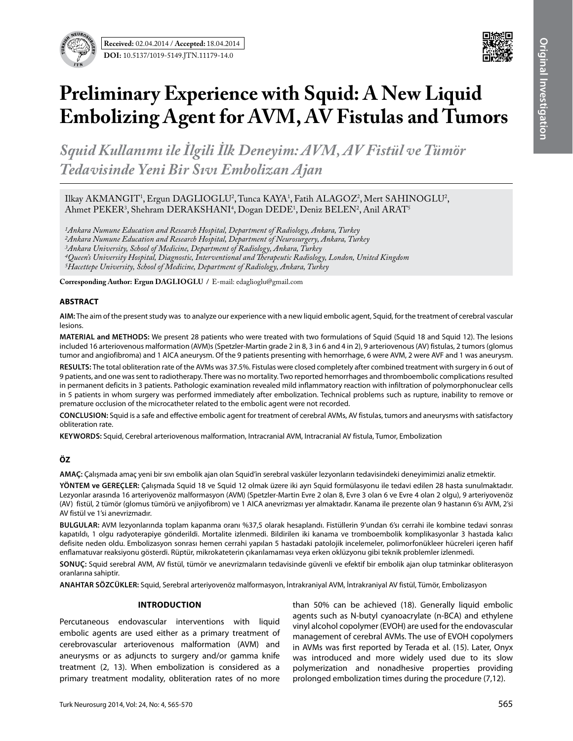**Received:** 02.04.2014 / **Accepted:** 18.04.2014

**DOI:** 10.5137/1019-5149.JTN.11179-14.0

Original Investigation

# Preliminary Experience with Squid: A New Liquid Embolizing Agent for AVM, AV Fistulas and Tumors

## *Squid Kullanımı ile İlgili İlk Deneyim: AVM, AV Fistül ve Tümör Tedavisinde Yeni Bir Sıvı Embolizan Ajan*

Ilkay AKMANGIT[1], Ergun DAGLIOGLU[2], Tunca KAYA[1], Fatih ALAGOZ[2], Mert SAHINOGLU[2], Ahmet PEKER[3], Shehram DERAKSHANI[4], Dogan DEDE[1], Deniz BELEN[2], Anil ARAT[5]

*[1]Ankara Numune Education and Research Hospital, Department of Radiology, Ankara, Turkey*
*[2]Ankara Numune Education and Research Hospital, Department of Neurosurgery, Ankara, Turkey*
*[3]Ankara University, School of Medicine, Department of Radiology, Ankara, Turkey*
*[4]Queen's University Hospital, Diagnostic, Interventional and Therapeutic Radiology, London, United Kingdom*
*[5]Hacettepe University, School of Medicine, Department of Radiology, Ankara, Turkey*

**Corresponding Author: Ergun DAGLIOGLU /** E-mail: edaglioglu@gmail.com

### ABSTRACT

**AIM:** The aim of the present study was to analyze our experience with a new liquid embolic agent, Squid, for the treatment of cerebral vascular lesions.

**MATERIAL and METHODS:** We present 28 patients who were treated with two formulations of Squid (Squid 18 and Squid 12). The lesions included 16 arteriovenous malformation (AVM)s (Spetzler-Martin grade 2 in 8, 3 in 6 and 4 in 2), 9 arteriovenous (AV) fistulas, 2 tumors (glomus tumor and angiofibroma) and 1 AICA aneurysm. Of the 9 patients presenting with hemorrhage, 6 were AVM, 2 were AVF and 1 was aneurysm.

**RESULTS:** The total obliteration rate of the AVMs was 37.5%. Fistulas were closed completely after combined treatment with surgery in 6 out of 9 patients, and one was sent to radiotherapy. There was no mortality. Two reported hemorrhages and thromboembolic complications resulted in permanent deficits in 3 patients. Pathologic examination revealed mild inflammatory reaction with infiltration of polymorphonuclear cells in 5 patients in whom surgery was performed immediately after embolization. Technical problems such as rupture, inability to remove or premature occlusion of the microcatheter related to the embolic agent were not recorded.

**CONCLUSION:** Squid is a safe and effective embolic agent for treatment of cerebral AVMs, AV fistulas, tumors and aneurysms with satisfactory obliteration rate.

**KEYWORDS:** Squid, Cerebral arteriovenous malformation, Intracranial AVM, Intracranial AV fistula, Tumor, Embolization

### ÖZ

**AMAÇ:** Çalışmada amaç yeni bir sıvı embolik ajan olan Squid'in serebral vasküler lezyonların tedavisindeki deneyimimizi analiz etmektir.

**YÖNTEM ve GEREÇLER:** Çalışmada Squid 18 ve Squid 12 olmak üzere iki ayrı Squid formülasyonu ile tedavi edilen 28 hasta sunulmaktadır. Lezyonlar arasında 16 arteriyovenöz malformasyon (AVM) (Spetzler-Martin Evre 2 olan 8, Evre 3 olan 6 ve Evre 4 olan 2 olgu), 9 arteriyovenöz (AV) fistül, 2 tümör (glomus tümörü ve anjiyofibrom) ve 1 AICA anevrizması yer almaktadır. Kanama ile prezente olan 9 hastanın 6'sı AVM, 2'si AV fistül ve 1'si anevrizmadır.

**BULGULAR:** AVM lezyonlarında toplam kapanma oranı %37,5 olarak hesaplandı. Fistüllerin 9'undan 6'sı cerrahi ile kombine tedavi sonrası kapatıldı, 1 olgu radyoterapiye gönderildi. Mortalite izlenmedi. Bildirilen iki kanama ve tromboembolik komplikasyonlar 3 hastada kalıcı defisite neden oldu. Embolizasyon sonrası hemen cerrahi yapılan 5 hastadaki patolojik incelemeler, polimorfonükleer hücreleri içeren hafif enflamatuvar reaksiyonu gösterdi. Rüptür, mikrokateterin çıkarılamaması veya erken oklüzyonu gibi teknik problemler izlenmedi.

**SONUÇ:** Squid serebral AVM, AV fistül, tümör ve anevrizmaların tedavisinde güvenli ve efektif bir embolik ajan olup tatminkar obliterasyon oranlarına sahiptir.

**ANAHTAR SÖZCÜKLER:** Squid, Serebral arteriyovenöz malformasyon, İntrakraniyal AVM, İntrakraniyal AV fistül, Tümör, Embolizasyon

### INTRODUCTION

Percutaneous endovascular interventions with liquid embolic agents are used either as a primary treatment of cerebrovascular arteriovenous malformation (AVM) and aneurysms or as adjuncts to surgery and/or gamma knife treatment (2, 13). When embolization is considered as a primary treatment modality, obliteration rates of no more than 50% can be achieved (18). Generally liquid embolic agents such as N-butyl cyanoacrylate (n-BCA) and ethylene vinyl alcohol copolymer (EVOH) are used for the endovascular management of cerebral AVMs. The use of EVOH copolymers in AVMs was first reported by Terada et al. (15). Later, Onyx was introduced and more widely used due to its slow polymerization and nonadhesive properties providing prolonged embolization times during the procedure (7,12).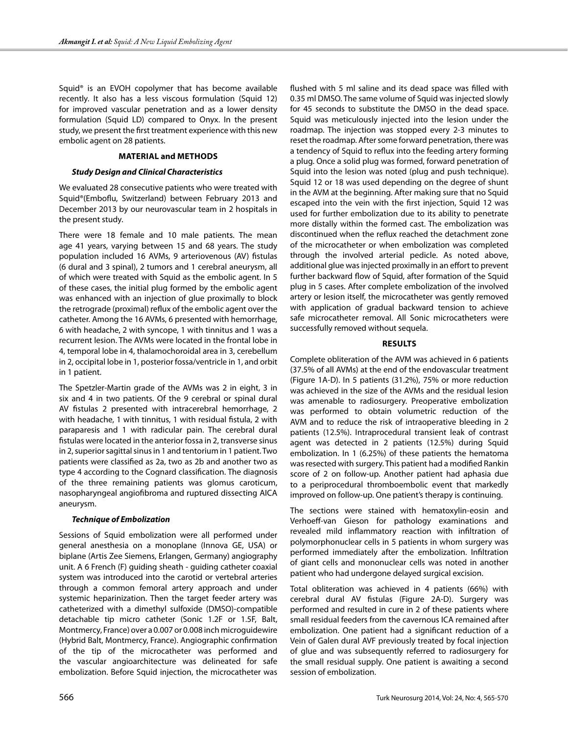Squid® is an EVOH copolymer that has become available recently. It also has a less viscous formulation (Squid 12) for improved vascular penetration and as a lower density formulation (Squid LD) compared to Onyx. In the present study, we present the first treatment experience with this new embolic agent on 28 patients.

## MATERIAL and METHODS

### Study Design and Clinical Characteristics

We evaluated 28 consecutive patients who were treated with Squid®(Emboflu, Switzerland) between February 2013 and December 2013 by our neurovascular team in 2 hospitals in the present study.

There were 18 female and 10 male patients. The mean age 41 years, varying between 15 and 68 years. The study population included 16 AVMs, 9 arteriovenous (AV) fistulas (6 dural and 3 spinal), 2 tumors and 1 cerebral aneurysm, all of which were treated with Squid as the embolic agent. In 5 of these cases, the initial plug formed by the embolic agent was enhanced with an injection of glue proximally to block the retrograde (proximal) reflux of the embolic agent over the catheter. Among the 16 AVMs, 6 presented with hemorrhage, 6 with headache, 2 with syncope, 1 with tinnitus and 1 was a recurrent lesion. The AVMs were located in the frontal lobe in 4, temporal lobe in 4, thalamochoroidal area in 3, cerebellum in 2, occipital lobe in 1, posterior fossa/ventricle in 1, and orbit in 1 patient.

The Spetzler-Martin grade of the AVMs was 2 in eight, 3 in six and 4 in two patients. Of the 9 cerebral or spinal dural AV fistulas 2 presented with intracerebral hemorrhage, 2 with headache, 1 with tinnitus, 1 with residual fistula, 2 with paraparesis and 1 with radicular pain. The cerebral dural fistulas were located in the anterior fossa in 2, transverse sinus in 2, superior sagittal sinus in 1 and tentorium in 1 patient. Two patients were classified as 2a, two as 2b and another two as type 4 according to the Cognard classification. The diagnosis of the three remaining patients was glomus caroticum, nasopharyngeal angiofibroma and ruptured dissecting AICA aneurysm.

### Technique of Embolization

Sessions of Squid embolization were all performed under general anesthesia on a monoplane (Innova GE, USA) or biplane (Artis Zee Siemens, Erlangen, Germany) angiography unit. A 6 French (F) guiding sheath - guiding catheter coaxial system was introduced into the carotid or vertebral arteries through a common femoral artery approach and under systemic heparinization. Then the target feeder artery was catheterized with a dimethyl sulfoxide (DMSO)-compatible detachable tip micro catheter (Sonic 1.2F or 1.5F, Balt, Montmercy, France) over a 0.007 or 0.008 inch microguidewire (Hybrid Balt, Montmercy, France). Angiographic confirmation of the tip of the microcatheter was performed and the vascular angioarchitecture was delineated for safe embolization. Before Squid injection, the microcatheter was flushed with 5 ml saline and its dead space was filled with 0.35 ml DMSO. The same volume of Squid was injected slowly for 45 seconds to substitute the DMSO in the dead space. Squid was meticulously injected into the lesion under the roadmap. The injection was stopped every 2-3 minutes to reset the roadmap. After some forward penetration, there was a tendency of Squid to reflux into the feeding artery forming a plug. Once a solid plug was formed, forward penetration of Squid into the lesion was noted (plug and push technique). Squid 12 or 18 was used depending on the degree of shunt in the AVM at the beginning. After making sure that no Squid escaped into the vein with the first injection, Squid 12 was used for further embolization due to its ability to penetrate more distally within the formed cast. The embolization was discontinued when the reflux reached the detachment zone of the microcatheter or when embolization was completed through the involved arterial pedicle. As noted above, additional glue was injected proximally in an effort to prevent further backward flow of Squid, after formation of the Squid plug in 5 cases. After complete embolization of the involved artery or lesion itself, the microcatheter was gently removed with application of gradual backward tension to achieve safe microcatheter removal. All Sonic microcatheters were successfully removed without sequela.

## RESULTS

Complete obliteration of the AVM was achieved in 6 patients (37.5% of all AVMs) at the end of the endovascular treatment (Figure 1A-D). In 5 patients (31.2%), 75% or more reduction was achieved in the size of the AVMs and the residual lesion was amenable to radiosurgery. Preoperative embolization was performed to obtain volumetric reduction of the AVM and to reduce the risk of intraoperative bleeding in 2 patients (12.5%). Intraprocedural transient leak of contrast agent was detected in 2 patients (12.5%) during Squid embolization. In 1 (6.25%) of these patients the hematoma was resected with surgery. This patient had a modified Rankin score of 2 on follow-up. Another patient had aphasia due to a periprocedural thromboembolic event that markedly improved on follow-up. One patient's therapy is continuing.

The sections were stained with hematoxylin-eosin and Verhoeff-van Gieson for pathology examinations and revealed mild inflammatory reaction with infiltration of polymorphonuclear cells in 5 patients in whom surgery was performed immediately after the embolization. Infiltration of giant cells and mononuclear cells was noted in another patient who had undergone delayed surgical excision.

Total obliteration was achieved in 4 patients (66%) with cerebral dural AV fistulas (Figure 2A-D). Surgery was performed and resulted in cure in 2 of these patients where small residual feeders from the cavernous ICA remained after embolization. One patient had a significant reduction of a Vein of Galen dural AVF previously treated by focal injection of glue and was subsequently referred to radiosurgery for the small residual supply. One patient is awaiting a second session of embolization.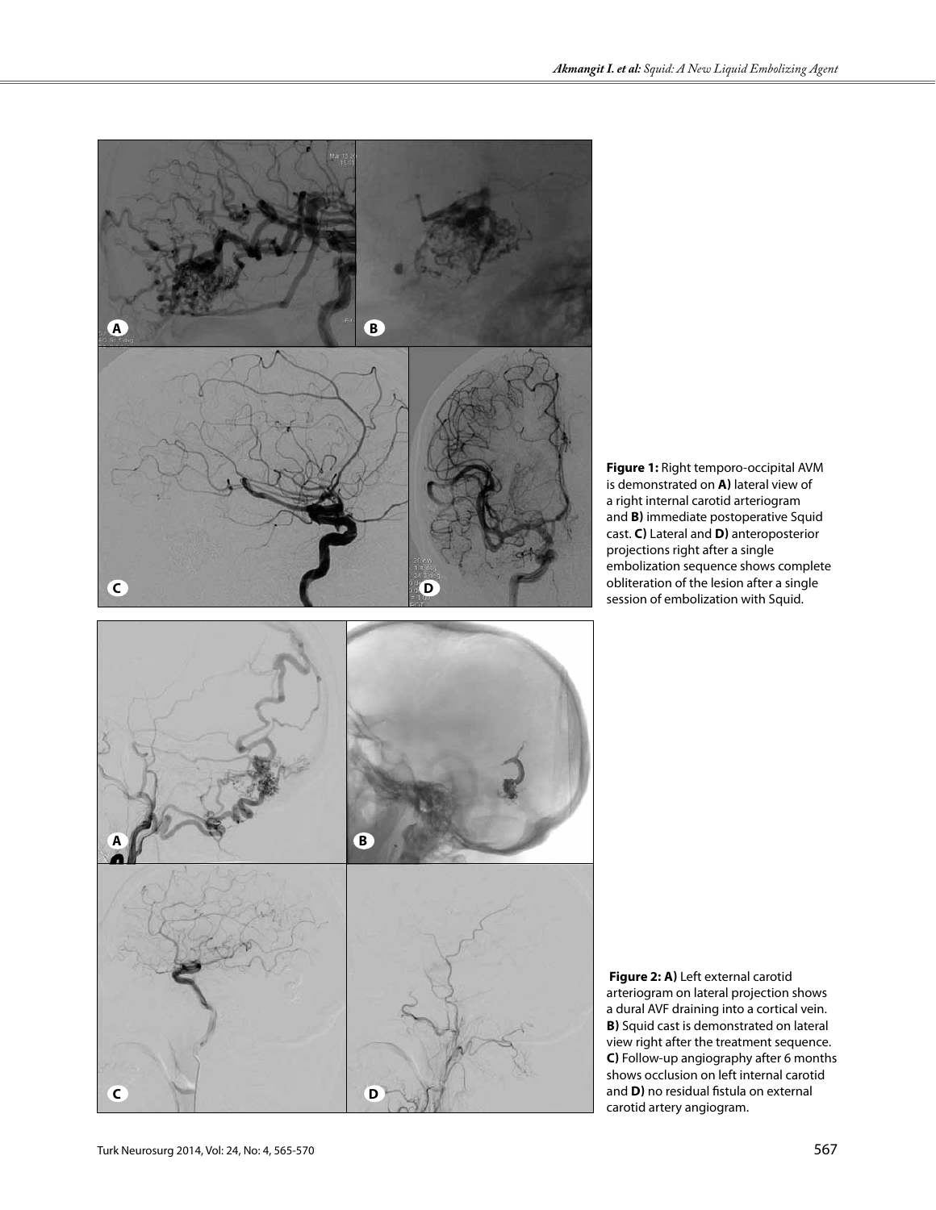**Figure 1:** Right temporo-occipital AVM is demonstrated on **A)** lateral view of a right internal carotid arteriogram and **B)** immediate postoperative Squid cast. **C)** Lateral and **D)** anteroposterior projections right after a single embolization sequence shows complete obliteration of the lesion after a single session of embolization with Squid.

**Figure 2: A)** Left external carotid arteriogram on lateral projection shows a dural AVF draining into a cortical vein. **B)** Squid cast is demonstrated on lateral view right after the treatment sequence. **C)** Follow-up angiography after 6 months shows occlusion on left internal carotid and **D)** no residual fistula on external carotid artery angiogram.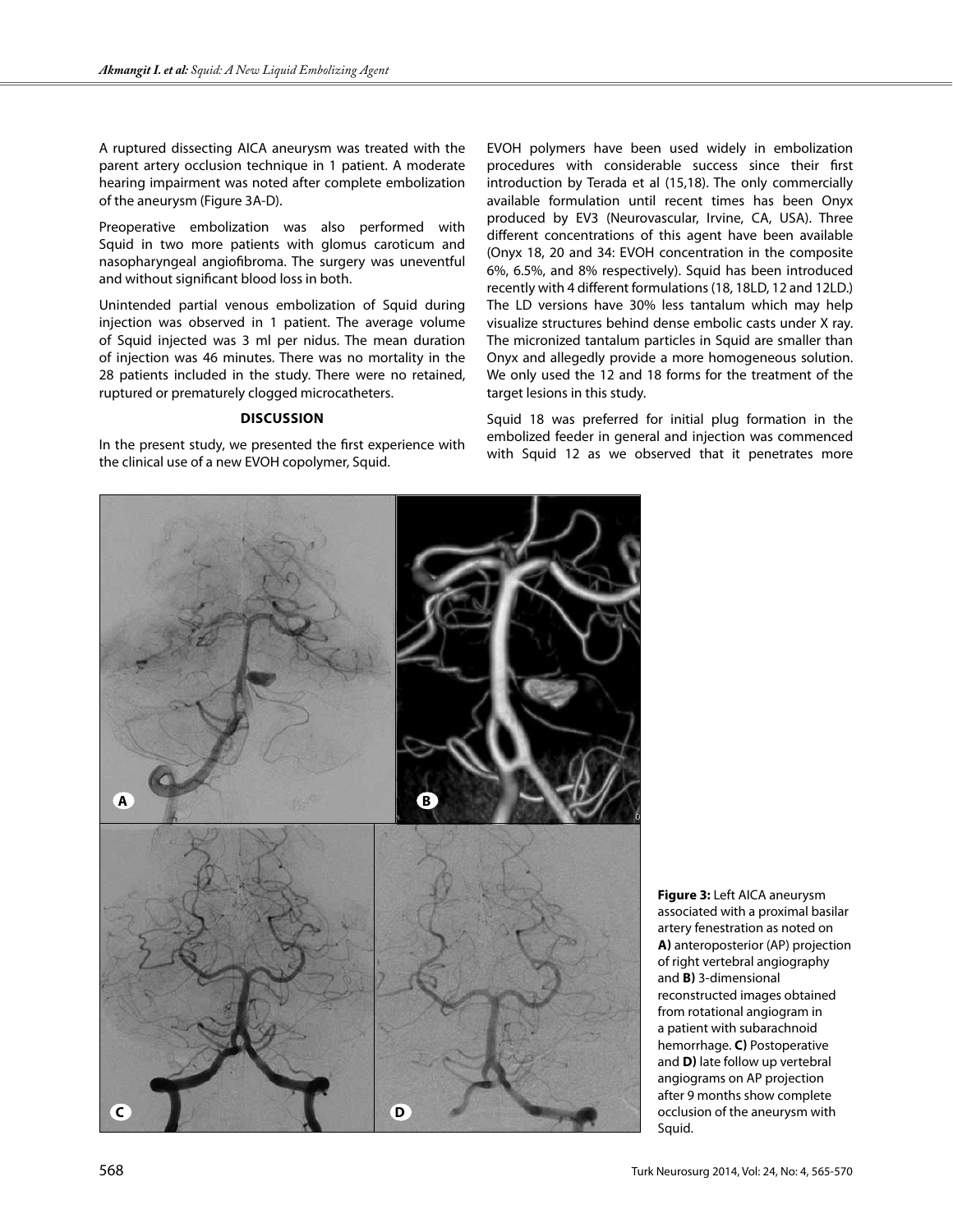A ruptured dissecting AICA aneurysm was treated with the parent artery occlusion technique in 1 patient. A moderate hearing impairment was noted after complete embolization of the aneurysm (Figure 3A-D).

Preoperative embolization was also performed with Squid in two more patients with glomus caroticum and nasopharyngeal angiofibroma. The surgery was uneventful and without significant blood loss in both.

Unintended partial venous embolization of Squid during injection was observed in 1 patient. The average volume of Squid injected was 3 ml per nidus. The mean duration of injection was 46 minutes. There was no mortality in the 28 patients included in the study. There were no retained, ruptured or prematurely clogged microcatheters.

## DISCUSSION

In the present study, we presented the first experience with the clinical use of a new EVOH copolymer, Squid.

EVOH polymers have been used widely in embolization procedures with considerable success since their first introduction by Terada et al (15,18). The only commercially available formulation until recent times has been Onyx produced by EV3 (Neurovascular, Irvine, CA, USA). Three different concentrations of this agent have been available (Onyx 18, 20 and 34: EVOH concentration in the composite 6%, 6.5%, and 8% respectively). Squid has been introduced recently with 4 different formulations (18, 18LD, 12 and 12LD.) The LD versions have 30% less tantalum which may help visualize structures behind dense embolic casts under X ray. The micronized tantalum particles in Squid are smaller than Onyx and allegedly provide a more homogeneous solution. We only used the 12 and 18 forms for the treatment of the target lesions in this study.

Squid 18 was preferred for initial plug formation in the embolized feeder in general and injection was commenced with Squid 12 as we observed that it penetrates more

**Figure 3:** Left AICA aneurysm associated with a proximal basilar artery fenestration as noted on **A)** anteroposterior (AP) projection of right vertebral angiography and **B)** 3-dimensional reconstructed images obtained from rotational angiogram in a patient with subarachnoid hemorrhage. **C)** Postoperative and **D)** late follow up vertebral angiograms on AP projection after 9 months show complete occlusion of the aneurysm with Squid.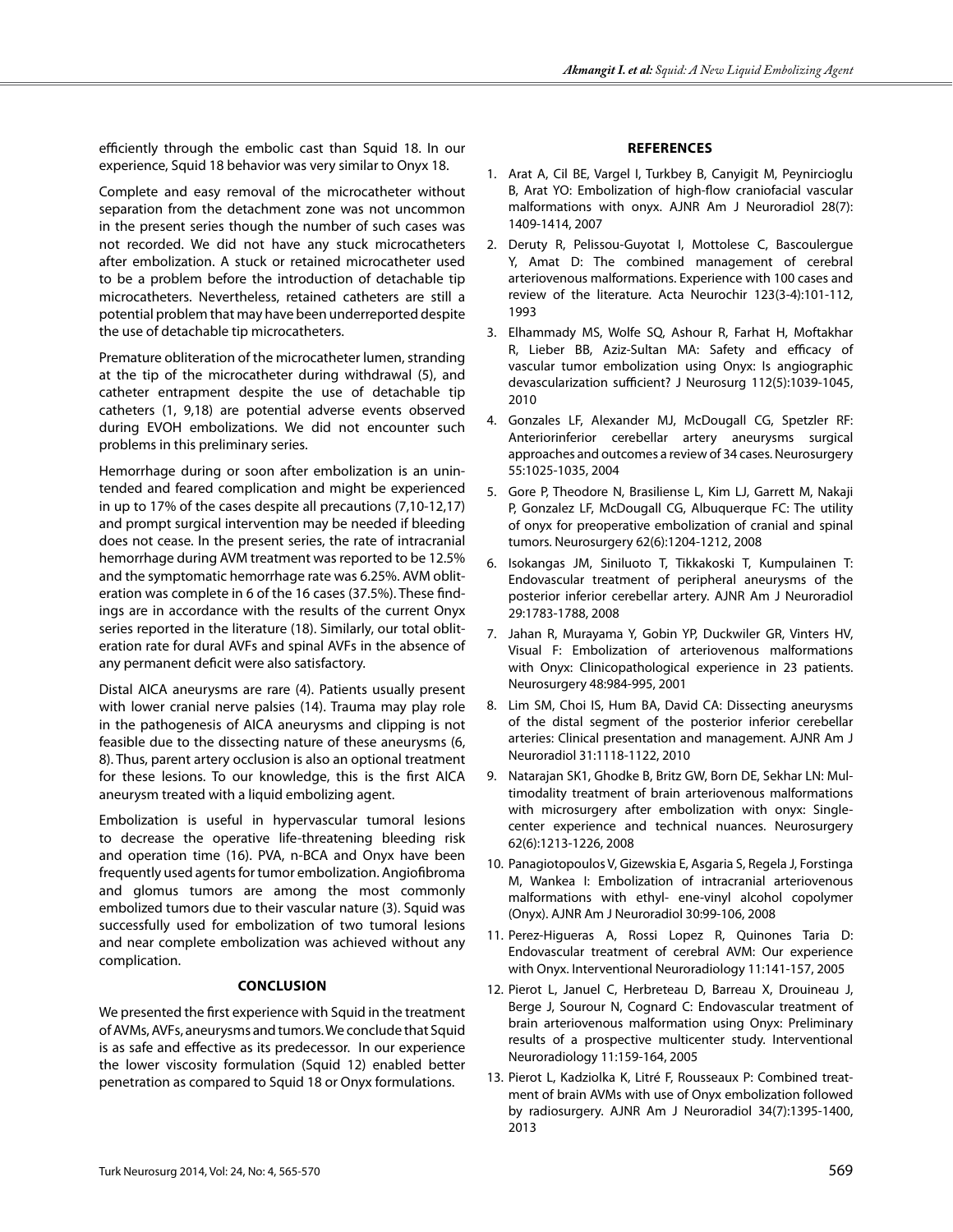efficiently through the embolic cast than Squid 18. In our experience, Squid 18 behavior was very similar to Onyx 18.

Complete and easy removal of the microcatheter without separation from the detachment zone was not uncommon in the present series though the number of such cases was not recorded. We did not have any stuck microcatheters after embolization. A stuck or retained microcatheter used to be a problem before the introduction of detachable tip microcatheters. Nevertheless, retained catheters are still a potential problem that may have been underreported despite the use of detachable tip microcatheters.

Premature obliteration of the microcatheter lumen, stranding at the tip of the microcatheter during withdrawal (5), and catheter entrapment despite the use of detachable tip catheters (1, 9,18) are potential adverse events observed during EVOH embolizations. We did not encounter such problems in this preliminary series.

Hemorrhage during or soon after embolization is an unintended and feared complication and might be experienced in up to 17% of the cases despite all precautions (7,10-12,17) and prompt surgical intervention may be needed if bleeding does not cease. In the present series, the rate of intracranial hemorrhage during AVM treatment was reported to be 12.5% and the symptomatic hemorrhage rate was 6.25%. AVM obliteration was complete in 6 of the 16 cases (37.5%). These findings are in accordance with the results of the current Onyx series reported in the literature (18). Similarly, our total obliteration rate for dural AVFs and spinal AVFs in the absence of any permanent deficit were also satisfactory.

Distal AICA aneurysms are rare (4). Patients usually present with lower cranial nerve palsies (14). Trauma may play role in the pathogenesis of AICA aneurysms and clipping is not feasible due to the dissecting nature of these aneurysms (6, 8). Thus, parent artery occlusion is also an optional treatment for these lesions. To our knowledge, this is the first AICA aneurysm treated with a liquid embolizing agent.

Embolization is useful in hypervascular tumoral lesions to decrease the operative life-threatening bleeding risk and operation time (16). PVA, n-BCA and Onyx have been frequently used agents for tumor embolization. Angiofibroma and glomus tumors are among the most commonly embolized tumors due to their vascular nature (3). Squid was successfully used for embolization of two tumoral lesions and near complete embolization was achieved without any complication.

## CONCLUSION

We presented the first experience with Squid in the treatment of AVMs, AVFs, aneurysms and tumors. We conclude that Squid is as safe and effective as its predecessor. In our experience the lower viscosity formulation (Squid 12) enabled better penetration as compared to Squid 18 or Onyx formulations.

## REFERENCES

1. Arat A, Cil BE, Vargel I, Turkbey B, Canyigit M, Peynircioglu B, Arat YO: Embolization of high-flow craniofacial vascular malformations with onyx. AJNR Am J Neuroradiol 28(7): 1409-1414, 2007
2. Deruty R, Pelissou-Guyotat I, Mottolese C, Bascoulergue Y, Amat D: The combined management of cerebral arteriovenous malformations. Experience with 100 cases and review of the literature. Acta Neurochir 123(3-4):101-112, 1993
3. Elhammady MS, Wolfe SQ, Ashour R, Farhat H, Moftakhar R, Lieber BB, Aziz-Sultan MA: Safety and efficacy of vascular tumor embolization using Onyx: Is angiographic devascularization sufficient? J Neurosurg 112(5):1039-1045, 2010
4. Gonzales LF, Alexander MJ, McDougall CG, Spetzler RF: Anteriorinferior cerebellar artery aneurysms surgical approaches and outcomes a review of 34 cases. Neurosurgery 55:1025-1035, 2004
5. Gore P, Theodore N, Brasiliense L, Kim LJ, Garrett M, Nakaji P, Gonzalez LF, McDougall CG, Albuquerque FC: The utility of onyx for preoperative embolization of cranial and spinal tumors. Neurosurgery 62(6):1204-1212, 2008
6. Isokangas JM, Siniluoto T, Tikkakoski T, Kumpulainen T: Endovascular treatment of peripheral aneurysms of the posterior inferior cerebellar artery. AJNR Am J Neuroradiol 29:1783-1788, 2008
7. Jahan R, Murayama Y, Gobin YP, Duckwiler GR, Vinters HV, Visual F: Embolization of arteriovenous malformations with Onyx: Clinicopathological experience in 23 patients. Neurosurgery 48:984-995, 2001
8. Lim SM, Choi IS, Hum BA, David CA: Dissecting aneurysms of the distal segment of the posterior inferior cerebellar arteries: Clinical presentation and management. AJNR Am J Neuroradiol 31:1118-1122, 2010
9. Natarajan SK1, Ghodke B, Britz GW, Born DE, Sekhar LN: Multimodality treatment of brain arteriovenous malformations with microsurgery after embolization with onyx: Single-center experience and technical nuances. Neurosurgery 62(6):1213-1226, 2008
10. Panagiotopoulos V, Gizewska E, Asgaria S, Regela J, Forstinga M, Wankea I: Embolization of intracranial arteriovenous malformations with ethyl- ene-vinyl alcohol copolymer (Onyx). AJNR Am J Neuroradiol 30:99-106, 2008
11. Perez-Higueras A, Rossi Lopez R, Quinones Taria D: Endovascular treatment of cerebral AVM: Our experience with Onyx. Interventional Neuroradiology 11:141-157, 2005
12. Pierot L, Januel C, Herbreteau D, Barreau X, Drouineau J, Berge J, Sourour N, Cognard C: Endovascular treatment of brain arteriovenous malformation using Onyx: Preliminary results of a prospective multicenter study. Interventional Neuroradiology 11:159-164, 2005
13. Pierot L, Kadziolka K, Litré F, Rousseaux P: Combined treatment of brain AVMs with use of Onyx embolization followed by radiosurgery. AJNR Am J Neuroradiol 34(7):1395-1400, 2013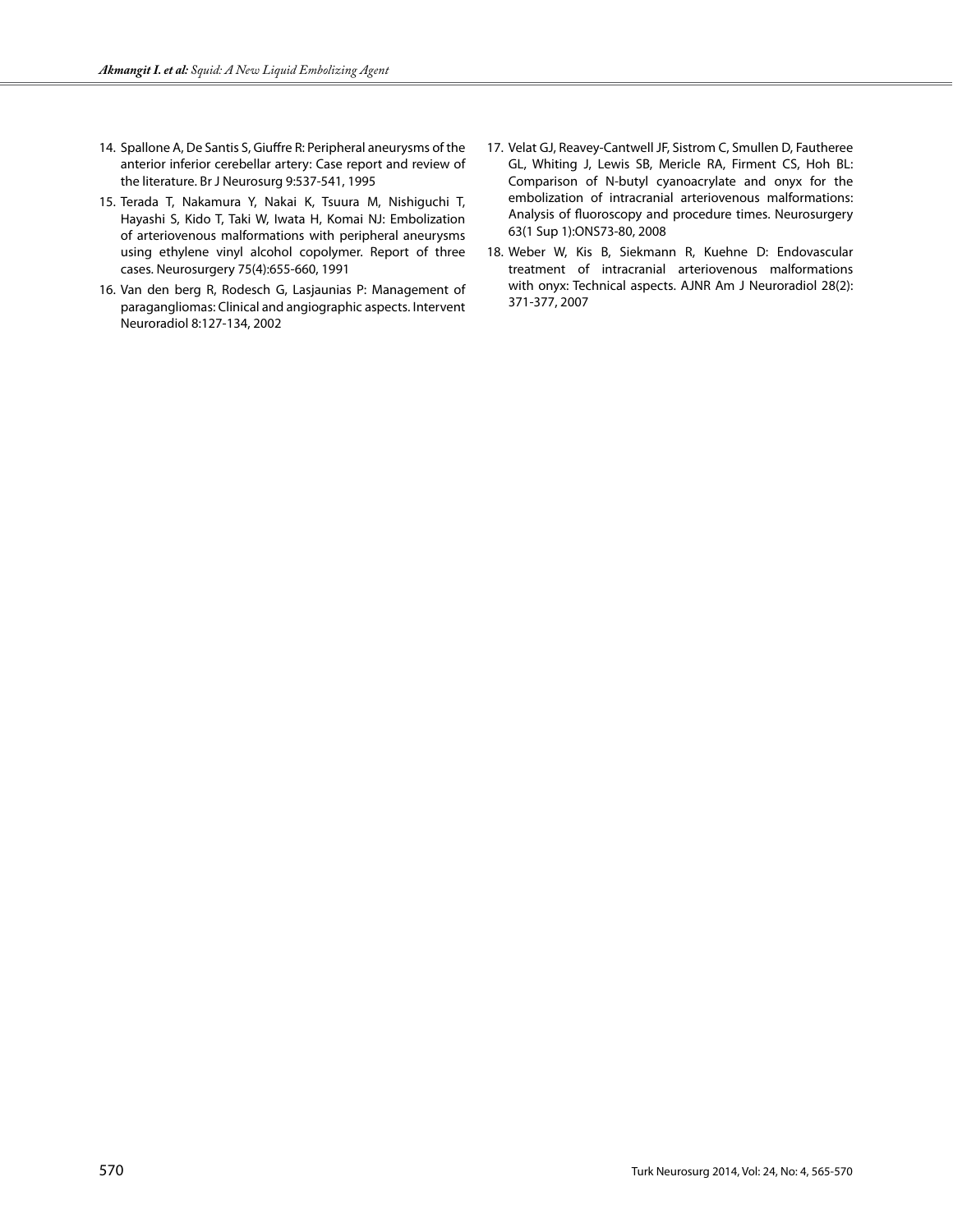14. Spallone A, De Santis S, Giuffre R: Peripheral aneurysms of the anterior inferior cerebellar artery: Case report and review of the literature. Br J Neurosurg 9:537-541, 1995
15. Terada T, Nakamura Y, Nakai K, Tsuura M, Nishiguchi T, Hayashi S, Kido T, Taki W, Iwata H, Komai NJ: Embolization of arteriovenous malformations with peripheral aneurysms using ethylene vinyl alcohol copolymer. Report of three cases. Neurosurgery 75(4):655-660, 1991
16. Van den berg R, Rodesch G, Lasjaunias P: Management of paragangliomas: Clinical and angiographic aspects. Intervent Neuroradiol 8:127-134, 2002
17. Velat GJ, Reavey-Cantwell JF, Sistrom C, Smullen D, Fautheree GL, Whiting J, Lewis SB, Mericle RA, Firment CS, Hoh BL: Comparison of N-butyl cyanoacrylate and onyx for the embolization of intracranial arteriovenous malformations: Analysis of fluoroscopy and procedure times. Neurosurgery 63(1 Sup 1):ONS73-80, 2008
18. Weber W, Kis B, Siekmann R, Kuehne D: Endovascular treatment of intracranial arteriovenous malformations with onyx: Technical aspects. AJNR Am J Neuroradiol 28(2): 371-377, 2007